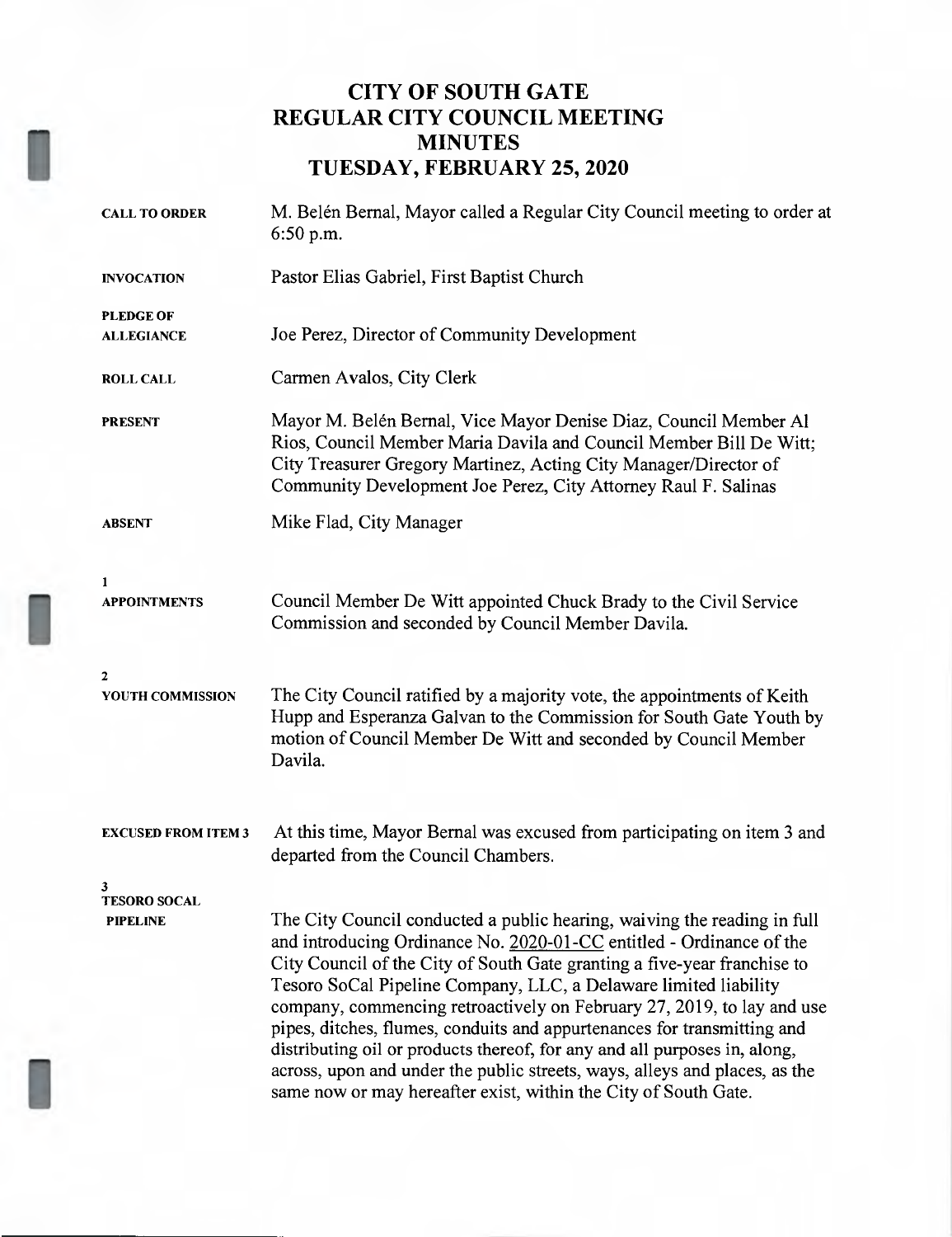# CITY OF SOUTH GATE
# REGULAR CITY COUNCIL MEETING
# MINUTES
# TUESDAY, FEBRUARY 25, 2020

**CALL TO ORDER** M. Belén Bernal, Mayor called a Regular City Council meeting to order at 6:50 p.m.

**INVOCATION** Pastor Elias Gabriel, First Baptist Church

**PLEDGE OF ALLEGIANCE** Joe Perez, Director of Community Development

**ROLL CALL** Carmen Avalos, City Clerk

**PRESENT** Mayor M. Belén Bernal, Vice Mayor Denise Diaz, Council Member Al Rios, Council Member Maria Davila and Council Member Bill De Witt; City Treasurer Gregory Martinez, Acting City Manager/Director of Community Development Joe Perez, City Attorney Raul F. Salinas

**ABSENT** Mike Flad, City Manager

**1**
**APPOINTMENTS** Council Member De Witt appointed Chuck Brady to the Civil Service Commission and seconded by Council Member Davila.

**2**
**YOUTH COMMISSION** The City Council ratified by a majority vote, the appointments of Keith Hupp and Esperanza Galvan to the Commission for South Gate Youth by motion of Council Member De Witt and seconded by Council Member Davila.

**EXCUSED FROM ITEM 3** At this time, Mayor Bernal was excused from participating on item 3 and departed from the Council Chambers.

**3**
**TESORO SOCAL PIPELINE** The City Council conducted a public hearing, waiving the reading in full and introducing Ordinance No. 2020-01-CC entitled - Ordinance of the City Council of the City of South Gate granting a five-year franchise to Tesoro SoCal Pipeline Company, LLC, a Delaware limited liability company, commencing retroactively on February 27, 2019, to lay and use pipes, ditches, flumes, conduits and appurtenances for transmitting and distributing oil or products thereof, for any and all purposes in, along, across, upon and under the public streets, ways, alleys and places, as the same now or may hereafter exist, within the City of South Gate.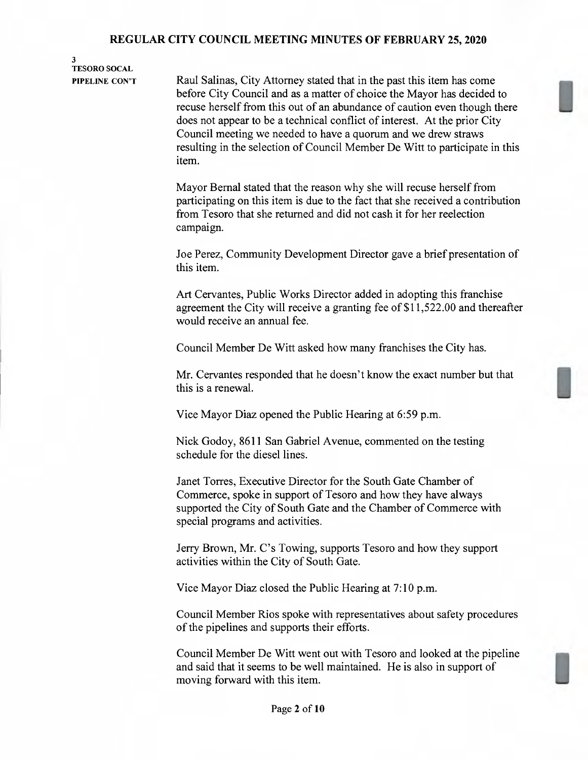**3**
**TESORO SOCAL PIPELINE CON'T**

Raul Salinas, City Attorney stated that in the past this item has come before City Council and as a matter of choice the Mayor has decided to recuse herself from this out of an abundance of caution even though there does not appear to be a technical conflict of interest. At the prior City Council meeting we needed to have a quorum and we drew straws resulting in the selection of Council Member De Witt to participate in this item.

Mayor Bernal stated that the reason why she will recuse herself from participating on this item is due to the fact that she received a contribution from Tesoro that she returned and did not cash it for her reelection campaign.

Joe Perez, Community Development Director gave a brief presentation of this item.

Art Cervantes, Public Works Director added in adopting this franchise agreement the City will receive a granting fee of $11,522.00 and thereafter would receive an annual fee.

Council Member De Witt asked how many franchises the City has.

Mr. Cervantes responded that he doesn't know the exact number but that this is a renewal.

Vice Mayor Diaz opened the Public Hearing at 6:59 p.m.

Nick Godoy, 8611 San Gabriel Avenue, commented on the testing schedule for the diesel lines.

Janet Torres, Executive Director for the South Gate Chamber of Commerce, spoke in support of Tesoro and how they have always supported the City of South Gate and the Chamber of Commerce with special programs and activities.

Jerry Brown, Mr. C's Towing, supports Tesoro and how they support activities within the City of South Gate.

Vice Mayor Diaz closed the Public Hearing at 7:10 p.m.

Council Member Rios spoke with representatives about safety procedures of the pipelines and supports their efforts.

Council Member De Witt went out with Tesoro and looked at the pipeline and said that it seems to be well maintained. He is also in support of moving forward with this item.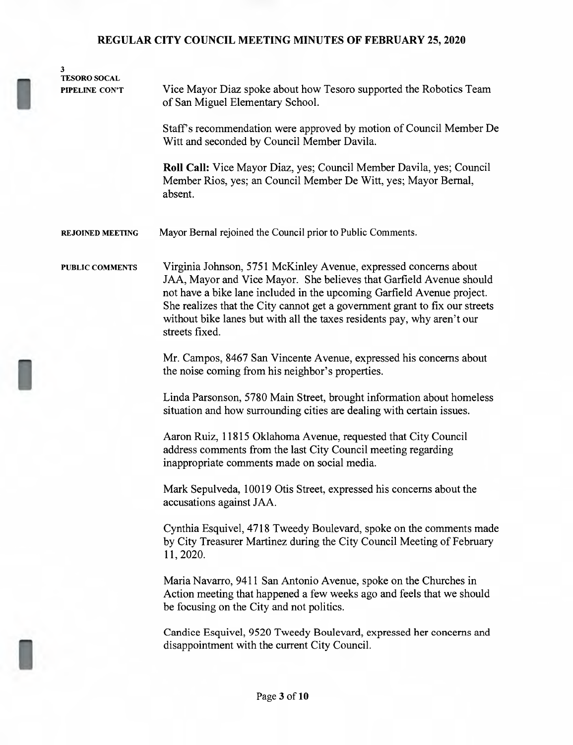**3**
**TESORO SOCAL PIPELINE CON'T**

Vice Mayor Diaz spoke about how Tesoro supported the Robotics Team of San Miguel Elementary School.

Staff's recommendation were approved by motion of Council Member De Witt and seconded by Council Member Davila.

**Roll Call:** Vice Mayor Diaz, yes; Council Member Davila, yes; Council Member Rios, yes; an Council Member De Witt, yes; Mayor Bernal, absent.

**REJOINED MEETING**

Mayor Bernal rejoined the Council prior to Public Comments.

**PUBLIC COMMENTS**

Virginia Johnson, 5751 McKinley Avenue, expressed concerns about JAA, Mayor and Vice Mayor. She believes that Garfield Avenue should not have a bike lane included in the upcoming Garfield Avenue project. She realizes that the City cannot get a government grant to fix our streets without bike lanes but with all the taxes residents pay, why aren't our streets fixed.

Mr. Campos, 8467 San Vincente Avenue, expressed his concerns about the noise coming from his neighbor's properties.

Linda Parsonson, 5780 Main Street, brought information about homeless situation and how surrounding cities are dealing with certain issues.

Aaron Ruiz, 11815 Oklahoma Avenue, requested that City Council address comments from the last City Council meeting regarding inappropriate comments made on social media.

Mark Sepulveda, 10019 Otis Street, expressed his concerns about the accusations against JAA.

Cynthia Esquivel, 4718 Tweedy Boulevard, spoke on the comments made by City Treasurer Martinez during the City Council Meeting of February 11, 2020.

Maria Navarro, 9411 San Antonio Avenue, spoke on the Churches in Action meeting that happened a few weeks ago and feels that we should be focusing on the City and not politics.

Candice Esquivel, 9520 Tweedy Boulevard, expressed her concerns and disappointment with the current City Council.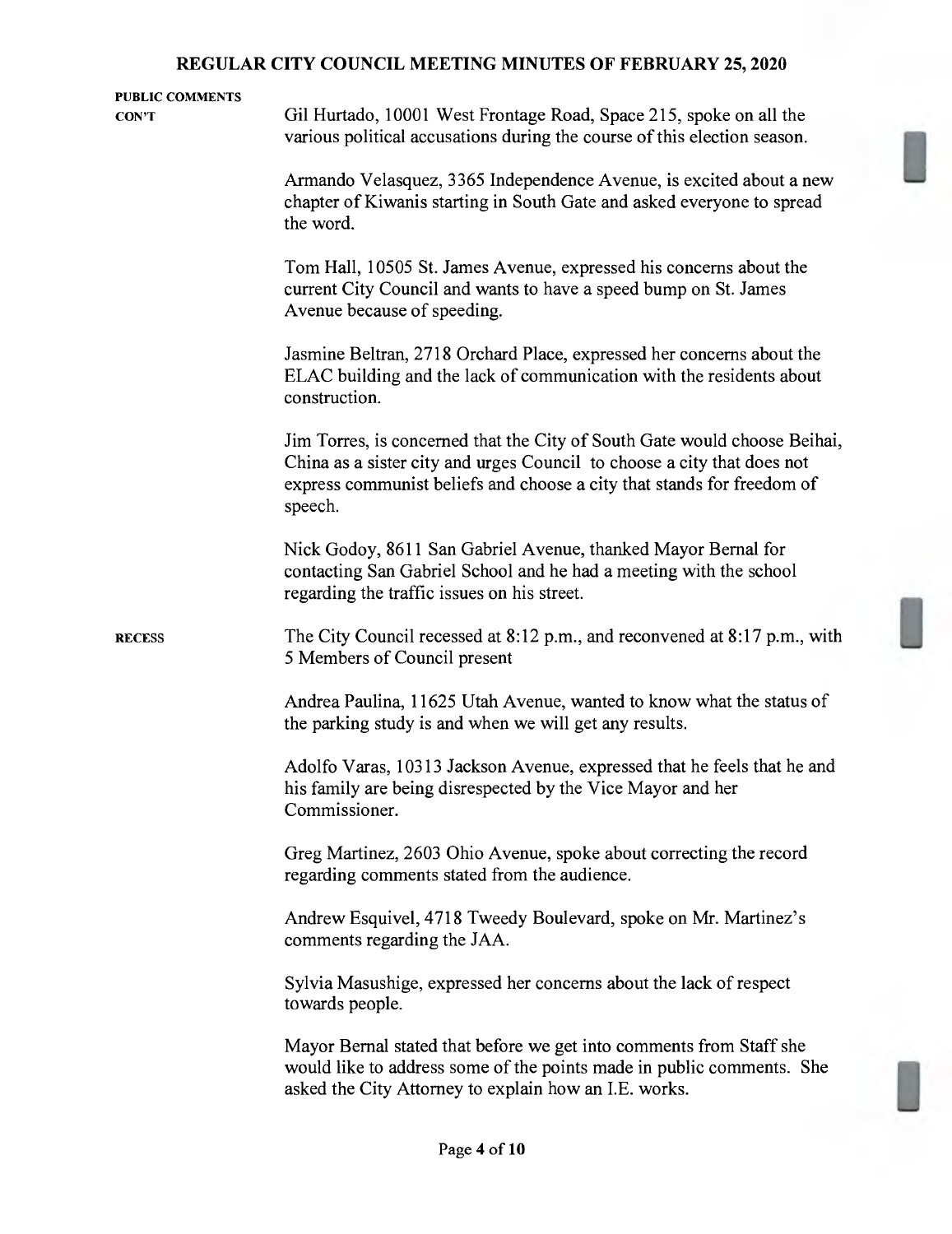**PUBLIC COMMENTS CON'T**

Gil Hurtado, 10001 West Frontage Road, Space 215, spoke on all the various political accusations during the course of this election season.

Armando Velasquez, 3365 Independence Avenue, is excited about a new chapter of Kiwanis starting in South Gate and asked everyone to spread the word.

Tom Hall, 10505 St. James Avenue, expressed his concerns about the current City Council and wants to have a speed bump on St. James Avenue because of speeding.

Jasmine Beltran, 2718 Orchard Place, expressed her concerns about the ELAC building and the lack of communication with the residents about construction.

Jim Torres, is concerned that the City of South Gate would choose Beihai, China as a sister city and urges Council to choose a city that does not express communist beliefs and choose a city that stands for freedom of speech.

Nick Godoy, 8611 San Gabriel Avenue, thanked Mayor Bernal for contacting San Gabriel School and he had a meeting with the school regarding the traffic issues on his street.

**RECESS**

The City Council recessed at 8:12 p.m., and reconvened at 8:17 p.m., with 5 Members of Council present

Andrea Paulina, 11625 Utah Avenue, wanted to know what the status of the parking study is and when we will get any results.

Adolfo Varas, 10313 Jackson Avenue, expressed that he feels that he and his family are being disrespected by the Vice Mayor and her Commissioner.

Greg Martinez, 2603 Ohio Avenue, spoke about correcting the record regarding comments stated from the audience.

Andrew Esquivel, 4718 Tweedy Boulevard, spoke on Mr. Martinez's comments regarding the JAA.

Sylvia Masushige, expressed her concerns about the lack of respect towards people.

Mayor Bernal stated that before we get into comments from Staff she would like to address some of the points made in public comments. She asked the City Attorney to explain how an I.E. works.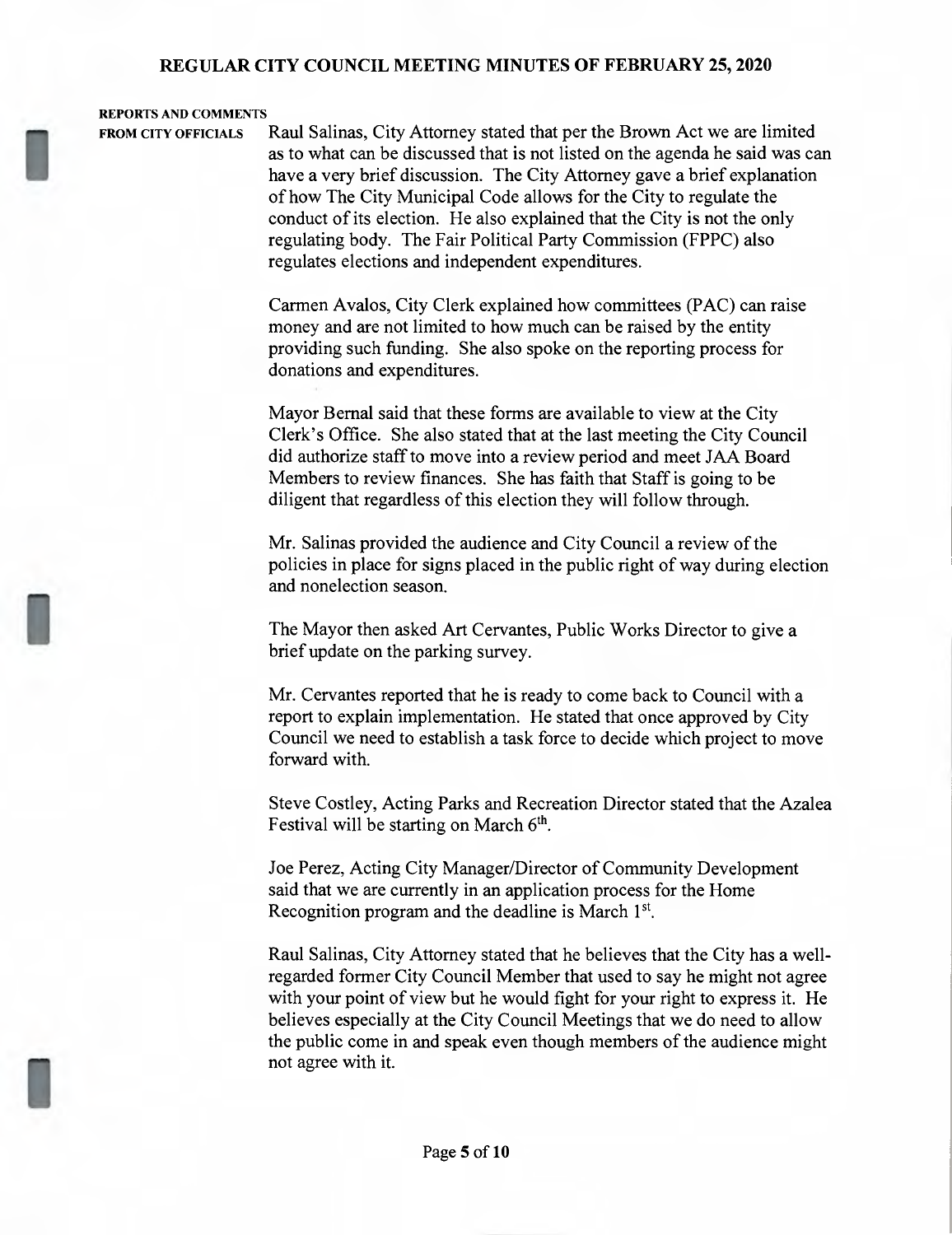**REPORTS AND COMMENTS FROM CITY OFFICIALS**

Raul Salinas, City Attorney stated that per the Brown Act we are limited as to what can be discussed that is not listed on the agenda he said was can have a very brief discussion. The City Attorney gave a brief explanation of how The City Municipal Code allows for the City to regulate the conduct of its election. He also explained that the City is not the only regulating body. The Fair Political Party Commission (FPPC) also regulates elections and independent expenditures.

Carmen Avalos, City Clerk explained how committees (PAC) can raise money and are not limited to how much can be raised by the entity providing such funding. She also spoke on the reporting process for donations and expenditures.

Mayor Bernal said that these forms are available to view at the City Clerk's Office. She also stated that at the last meeting the City Council did authorize staff to move into a review period and meet JAA Board Members to review finances. She has faith that Staff is going to be diligent that regardless of this election they will follow through.

Mr. Salinas provided the audience and City Council a review of the policies in place for signs placed in the public right of way during election and nonelection season.

The Mayor then asked Art Cervantes, Public Works Director to give a brief update on the parking survey.

Mr. Cervantes reported that he is ready to come back to Council with a report to explain implementation. He stated that once approved by City Council we need to establish a task force to decide which project to move forward with.

Steve Costley, Acting Parks and Recreation Director stated that the Azalea Festival will be starting on March 6th.

Joe Perez, Acting City Manager/Director of Community Development said that we are currently in an application process for the Home Recognition program and the deadline is March 1st.

Raul Salinas, City Attorney stated that he believes that the City has a well-regarded former City Council Member that used to say he might not agree with your point of view but he would fight for your right to express it. He believes especially at the City Council Meetings that we do need to allow the public come in and speak even though members of the audience might not agree with it.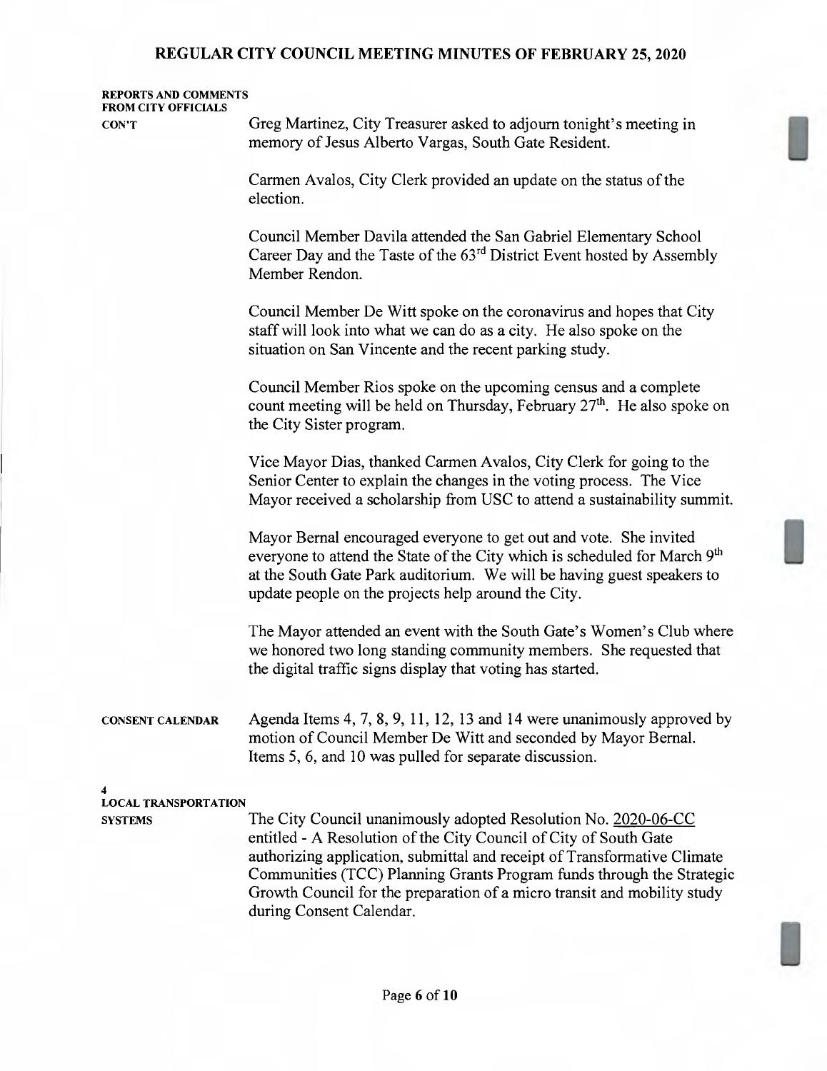**REPORTS AND COMMENTS FROM CITY OFFICIALS CON'T**

Greg Martinez, City Treasurer asked to adjourn tonight's meeting in memory of Jesus Alberto Vargas, South Gate Resident.

Carmen Avalos, City Clerk provided an update on the status of the election.

Council Member Davila attended the San Gabriel Elementary School Career Day and the Taste of the 63rd District Event hosted by Assembly Member Rendon.

Council Member De Witt spoke on the coronavirus and hopes that City staff will look into what we can do as a city. He also spoke on the situation on San Vincente and the recent parking study.

Council Member Rios spoke on the upcoming census and a complete count meeting will be held on Thursday, February 27th. He also spoke on the City Sister program.

Vice Mayor Dias, thanked Carmen Avalos, City Clerk for going to the Senior Center to explain the changes in the voting process. The Vice Mayor received a scholarship from USC to attend a sustainability summit.

Mayor Bernal encouraged everyone to get out and vote. She invited everyone to attend the State of the City which is scheduled for March 9th at the South Gate Park auditorium. We will be having guest speakers to update people on the projects help around the City.

The Mayor attended an event with the South Gate's Women's Club where we honored two long standing community members. She requested that the digital traffic signs display that voting has started.

**CONSENT CALENDAR**

Agenda Items 4, 7, 8, 9, 11, 12, 13 and 14 were unanimously approved by motion of Council Member De Witt and seconded by Mayor Bernal. Items 5, 6, and 10 was pulled for separate discussion.

**4**
**LOCAL TRANSPORTATION SYSTEMS**

The City Council unanimously adopted Resolution No. 2020-06-CC entitled - A Resolution of the City Council of City of South Gate authorizing application, submittal and receipt of Transformative Climate Communities (TCC) Planning Grants Program funds through the Strategic Growth Council for the preparation of a micro transit and mobility study during Consent Calendar.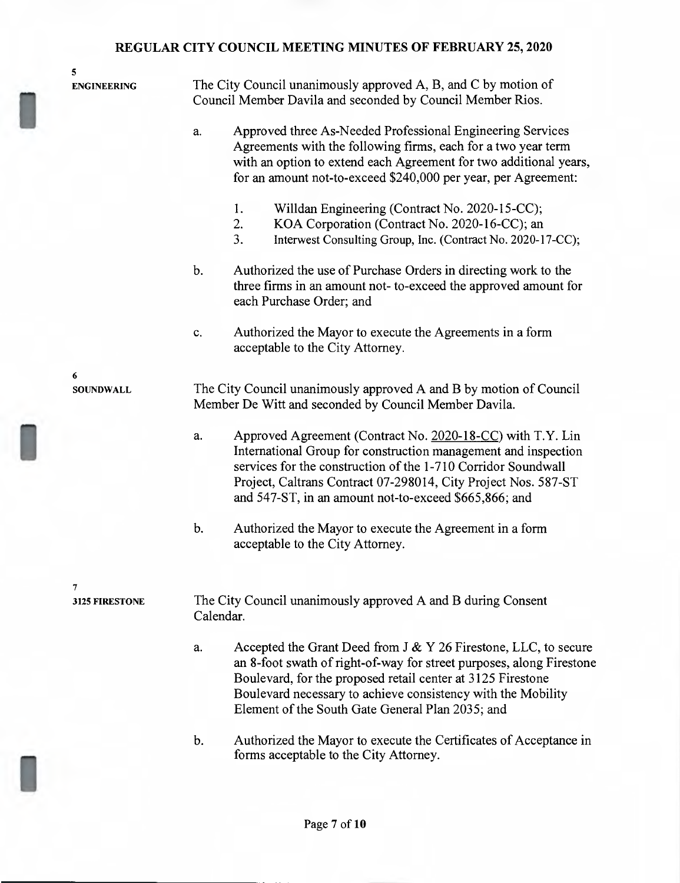**5**
**ENGINEERING**

The City Council unanimously approved A, B, and C by motion of Council Member Davila and seconded by Council Member Rios.

a. Approved three As-Needed Professional Engineering Services Agreements with the following firms, each for a two year term with an option to extend each Agreement for two additional years, for an amount not-to-exceed $240,000 per year, per Agreement:

   1. Willdan Engineering (Contract No. 2020-15-CC);
   2. KOA Corporation (Contract No. 2020-16-CC); an
   3. Interwest Consulting Group, Inc. (Contract No. 2020-17-CC);

b. Authorized the use of Purchase Orders in directing work to the three firms in an amount not- to-exceed the approved amount for each Purchase Order; and

c. Authorized the Mayor to execute the Agreements in a form acceptable to the City Attorney.

**6**
**SOUNDWALL**

The City Council unanimously approved A and B by motion of Council Member De Witt and seconded by Council Member Davila.

a. Approved Agreement (Contract No. 2020-18-CC) with T.Y. Lin International Group for construction management and inspection services for the construction of the 1-710 Corridor Soundwall Project, Caltrans Contract 07-298014, City Project Nos. 587-ST and 547-ST, in an amount not-to-exceed $665,866; and

b. Authorized the Mayor to execute the Agreement in a form acceptable to the City Attorney.

**7**
**3125 FIRESTONE**

The City Council unanimously approved A and B during Consent Calendar.

a. Accepted the Grant Deed from J & Y 26 Firestone, LLC, to secure an 8-foot swath of right-of-way for street purposes, along Firestone Boulevard, for the proposed retail center at 3125 Firestone Boulevard necessary to achieve consistency with the Mobility Element of the South Gate General Plan 2035; and

b. Authorized the Mayor to execute the Certificates of Acceptance in forms acceptable to the City Attorney.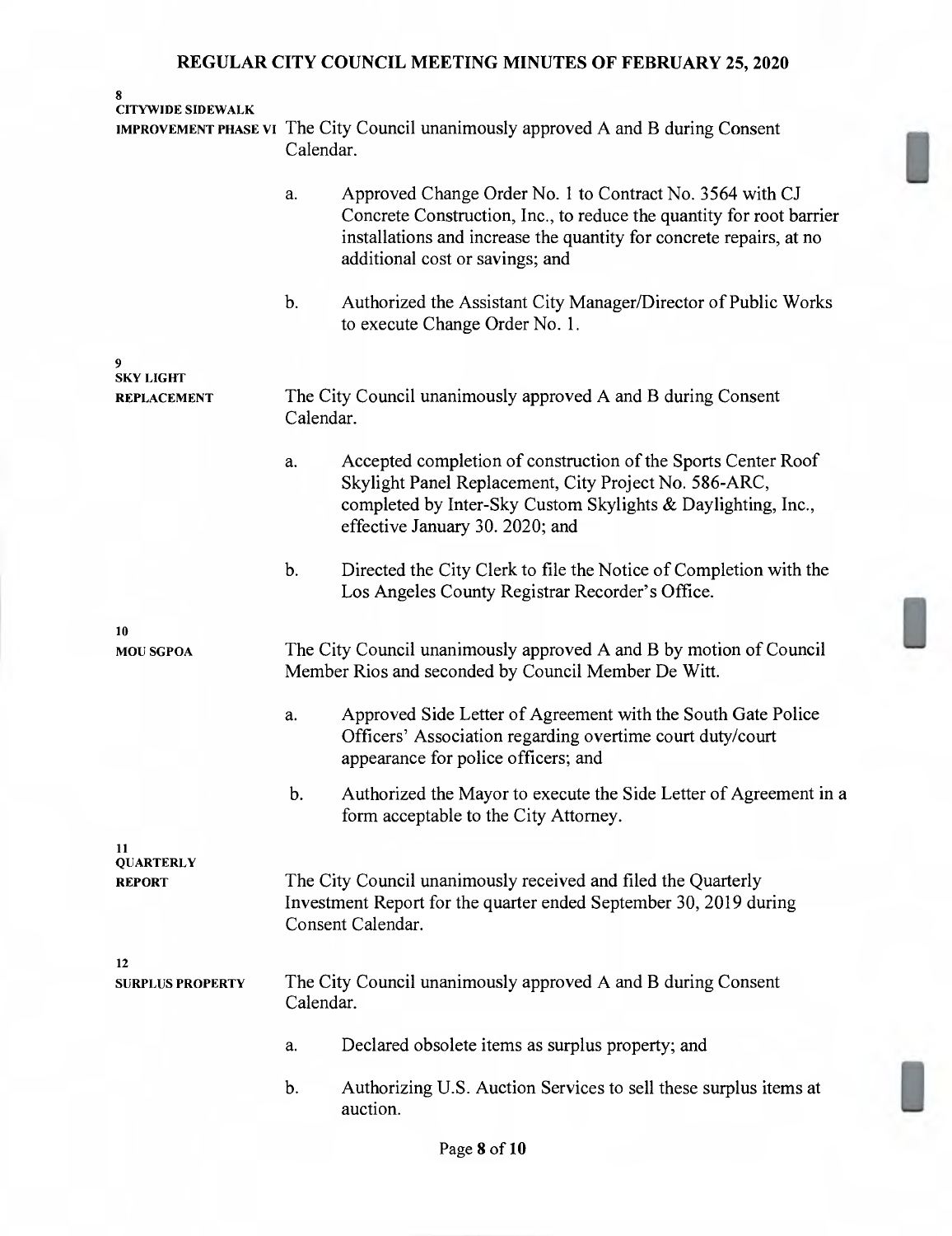**8**
**CITYWIDE SIDEWALK IMPROVEMENT PHASE VI**

The City Council unanimously approved A and B during Consent Calendar.

a. Approved Change Order No. 1 to Contract No. 3564 with CJ Concrete Construction, Inc., to reduce the quantity for root barrier installations and increase the quantity for concrete repairs, at no additional cost or savings; and

b. Authorized the Assistant City Manager/Director of Public Works to execute Change Order No. 1.

**9**
**SKY LIGHT REPLACEMENT**

The City Council unanimously approved A and B during Consent Calendar.

a. Accepted completion of construction of the Sports Center Roof Skylight Panel Replacement, City Project No. 586-ARC, completed by Inter-Sky Custom Skylights & Daylighting, Inc., effective January 30. 2020; and

b. Directed the City Clerk to file the Notice of Completion with the Los Angeles County Registrar Recorder's Office.

**10**
**MOU SGPOA**

The City Council unanimously approved A and B by motion of Council Member Rios and seconded by Council Member De Witt.

a. Approved Side Letter of Agreement with the South Gate Police Officers' Association regarding overtime court duty/court appearance for police officers; and

b. Authorized the Mayor to execute the Side Letter of Agreement in a form acceptable to the City Attorney.

**11**
**QUARTERLY REPORT**

The City Council unanimously received and filed the Quarterly Investment Report for the quarter ended September 30, 2019 during Consent Calendar.

**12**
**SURPLUS PROPERTY**

The City Council unanimously approved A and B during Consent Calendar.

a. Declared obsolete items as surplus property; and

b. Authorizing U.S. Auction Services to sell these surplus items at auction.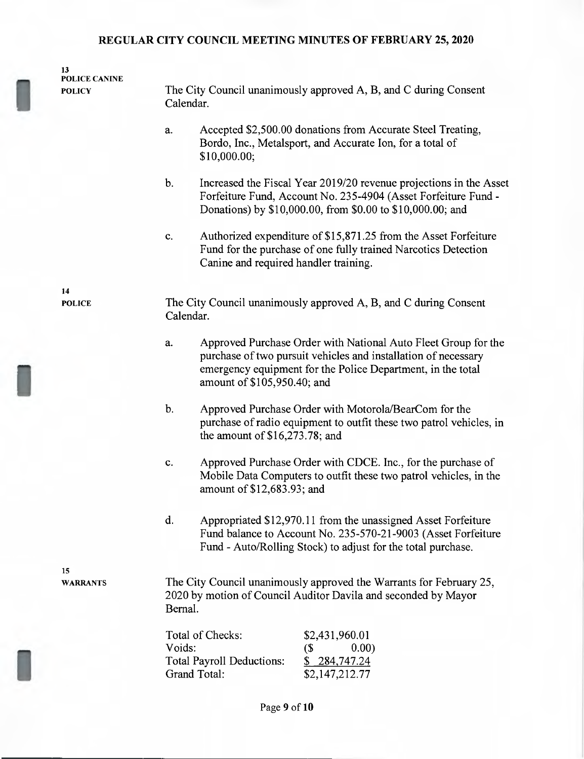**13**
**POLICE CANINE POLICY**

The City Council unanimously approved A, B, and C during Consent Calendar.

a. Accepted $2,500.00 donations from Accurate Steel Treating, Bordo, Inc., Metalsport, and Accurate Ion, for a total of $10,000.00;

b. Increased the Fiscal Year 2019/20 revenue projections in the Asset Forfeiture Fund, Account No. 235-4904 (Asset Forfeiture Fund - Donations) by $10,000.00, from $0.00 to $10,000.00; and

c. Authorized expenditure of $15,871.25 from the Asset Forfeiture Fund for the purchase of one fully trained Narcotics Detection Canine and required handler training.

**14**
**POLICE**

The City Council unanimously approved A, B, and C during Consent Calendar.

a. Approved Purchase Order with National Auto Fleet Group for the purchase of two pursuit vehicles and installation of necessary emergency equipment for the Police Department, in the total amount of $105,950.40; and

b. Approved Purchase Order with Motorola/BearCom for the purchase of radio equipment to outfit these two patrol vehicles, in the amount of $16,273.78; and

c. Approved Purchase Order with CDCE. Inc., for the purchase of Mobile Data Computers to outfit these two patrol vehicles, in the amount of $12,683.93; and

d. Appropriated $12,970.11 from the unassigned Asset Forfeiture Fund balance to Account No. 235-570-21-9003 (Asset Forfeiture Fund - Auto/Rolling Stock) to adjust for the total purchase.

**15**
**WARRANTS**

The City Council unanimously approved the Warrants for February 25, 2020 by motion of Council Auditor Davila and seconded by Mayor Bernal.

| | |
|---|---|
| Total of Checks: | $2,431,960.01 |
| Voids: | ($ 0.00) |
| Total Payroll Deductions: | $ 284,747.24 |
| Grand Total: | $2,147,212.77 |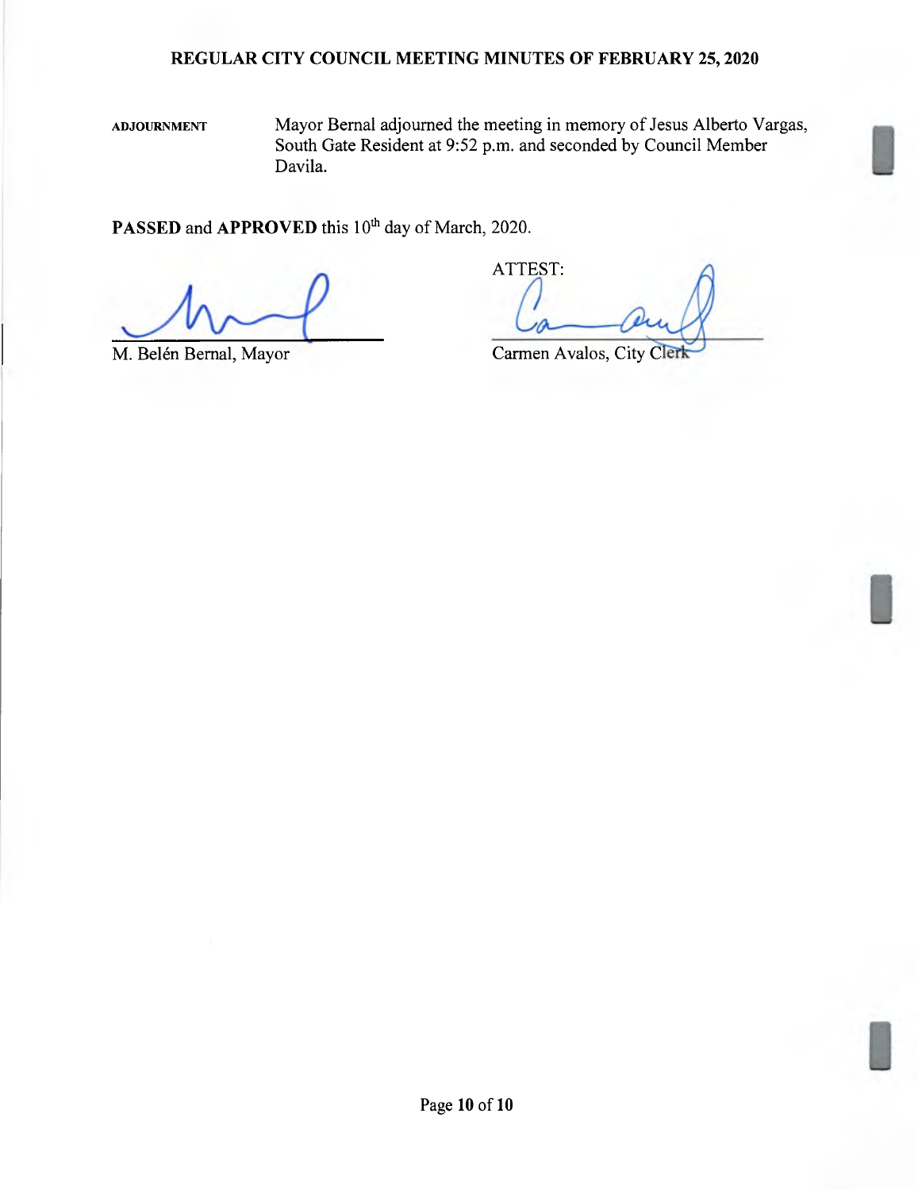**ADJOURNMENT**

Mayor Bernal adjourned the meeting in memory of Jesus Alberto Vargas, South Gate Resident at 9:52 p.m. and seconded by Council Member Davila.

**PASSED** and **APPROVED** this 10th day of March, 2020.

M. Belén Bernal, Mayor

ATTEST:

Carmen Avalos, City Clerk